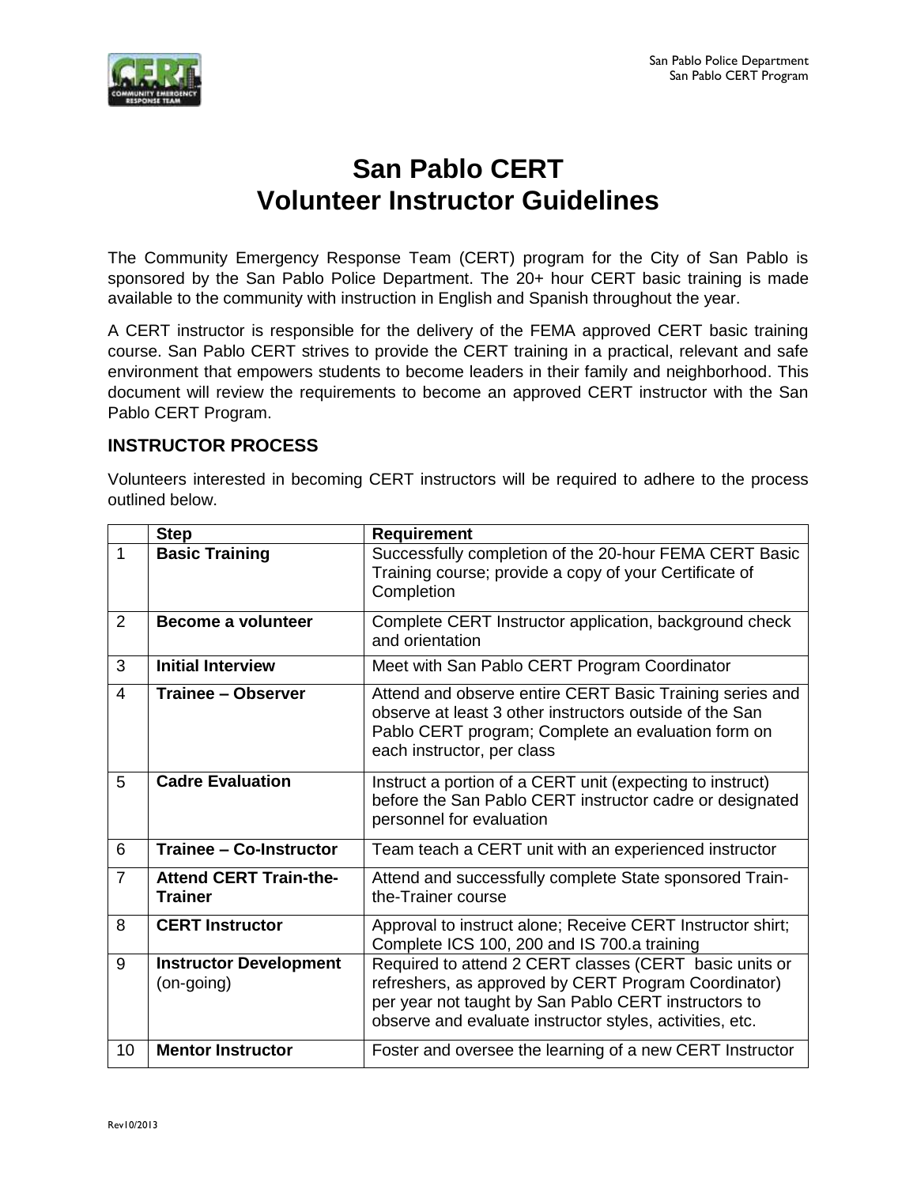# San Pablo CERT
# Volunteer Instructor Guidelines

The Community Emergency Response Team (CERT) program for the City of San Pablo is sponsored by the San Pablo Police Department. The 20+ hour CERT basic training is made available to the community with instruction in English and Spanish throughout the year.

A CERT instructor is responsible for the delivery of the FEMA approved CERT basic training course. San Pablo CERT strives to provide the CERT training in a practical, relevant and safe environment that empowers students to become leaders in their family and neighborhood. This document will review the requirements to become an approved CERT instructor with the San Pablo CERT Program.

## INSTRUCTOR PROCESS

Volunteers interested in becoming CERT instructors will be required to adhere to the process outlined below.

| | Step | Requirement |
|---|---|---|
| 1 | **Basic Training** | Successfully completion of the 20-hour FEMA CERT Basic Training course; provide a copy of your Certificate of Completion |
| 2 | **Become a volunteer** | Complete CERT Instructor application, background check and orientation |
| 3 | **Initial Interview** | Meet with San Pablo CERT Program Coordinator |
| 4 | **Trainee – Observer** | Attend and observe entire CERT Basic Training series and observe at least 3 other instructors outside of the San Pablo CERT program; Complete an evaluation form on each instructor, per class |
| 5 | **Cadre Evaluation** | Instruct a portion of a CERT unit (expecting to instruct) before the San Pablo CERT instructor cadre or designated personnel for evaluation |
| 6 | **Trainee – Co-Instructor** | Team teach a CERT unit with an experienced instructor |
| 7 | **Attend CERT Train-the-Trainer** | Attend and successfully complete State sponsored Train-the-Trainer course |
| 8 | **CERT Instructor** | Approval to instruct alone; Receive CERT Instructor shirt; Complete ICS 100, 200 and IS 700.a training |
| 9 | **Instructor Development** (on-going) | Required to attend 2 CERT classes (CERT basic units or refreshers, as approved by CERT Program Coordinator) per year not taught by San Pablo CERT instructors to observe and evaluate instructor styles, activities, etc. |
| 10 | **Mentor Instructor** | Foster and oversee the learning of a new CERT Instructor |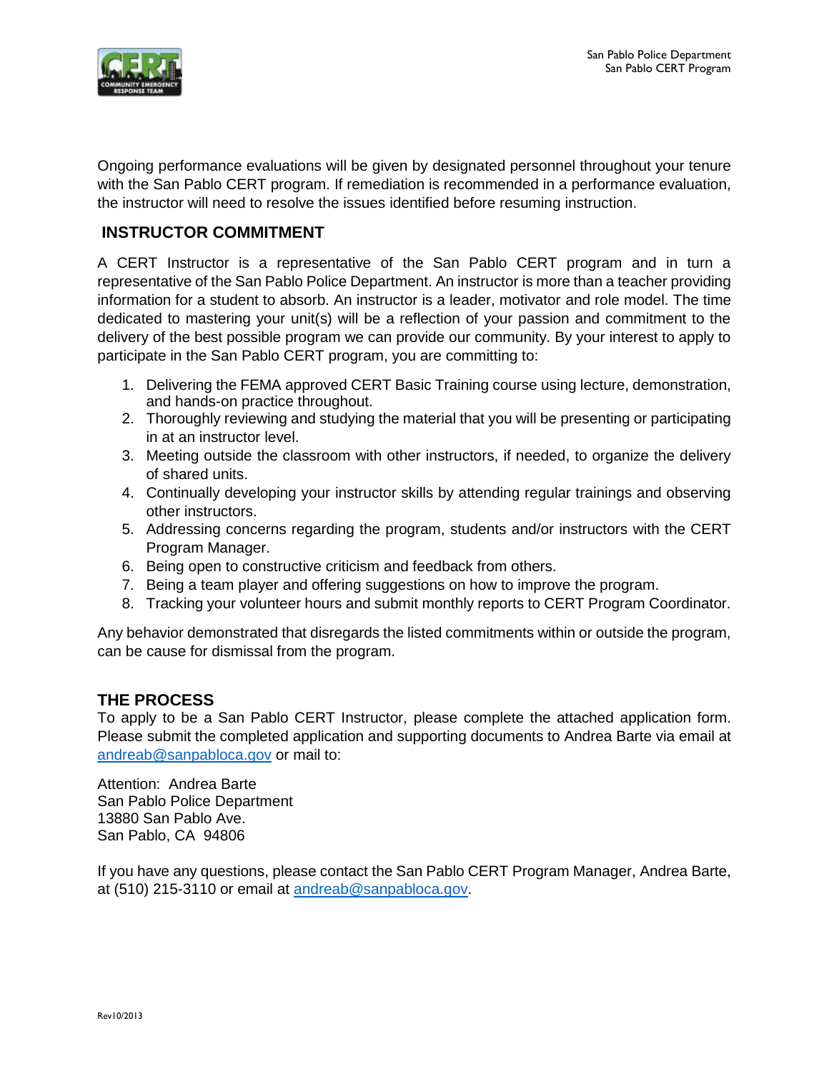Ongoing performance evaluations will be given by designated personnel throughout your tenure with the San Pablo CERT program. If remediation is recommended in a performance evaluation, the instructor will need to resolve the issues identified before resuming instruction.

## INSTRUCTOR COMMITMENT

A CERT Instructor is a representative of the San Pablo CERT program and in turn a representative of the San Pablo Police Department. An instructor is more than a teacher providing information for a student to absorb. An instructor is a leader, motivator and role model. The time dedicated to mastering your unit(s) will be a reflection of your passion and commitment to the delivery of the best possible program we can provide our community. By your interest to apply to participate in the San Pablo CERT program, you are committing to:

1. Delivering the FEMA approved CERT Basic Training course using lecture, demonstration, and hands-on practice throughout.
2. Thoroughly reviewing and studying the material that you will be presenting or participating in at an instructor level.
3. Meeting outside the classroom with other instructors, if needed, to organize the delivery of shared units.
4. Continually developing your instructor skills by attending regular trainings and observing other instructors.
5. Addressing concerns regarding the program, students and/or instructors with the CERT Program Manager.
6. Being open to constructive criticism and feedback from others.
7. Being a team player and offering suggestions on how to improve the program.
8. Tracking your volunteer hours and submit monthly reports to CERT Program Coordinator.

Any behavior demonstrated that disregards the listed commitments within or outside the program, can be cause for dismissal from the program.

## THE PROCESS

To apply to be a San Pablo CERT Instructor, please complete the attached application form. Please submit the completed application and supporting documents to Andrea Barte via email at andreab@sanpabloca.gov or mail to:

Attention: Andrea Barte
San Pablo Police Department
13880 San Pablo Ave.
San Pablo, CA 94806

If you have any questions, please contact the San Pablo CERT Program Manager, Andrea Barte, at (510) 215-3110 or email at andreab@sanpabloca.gov.

Rev10/2013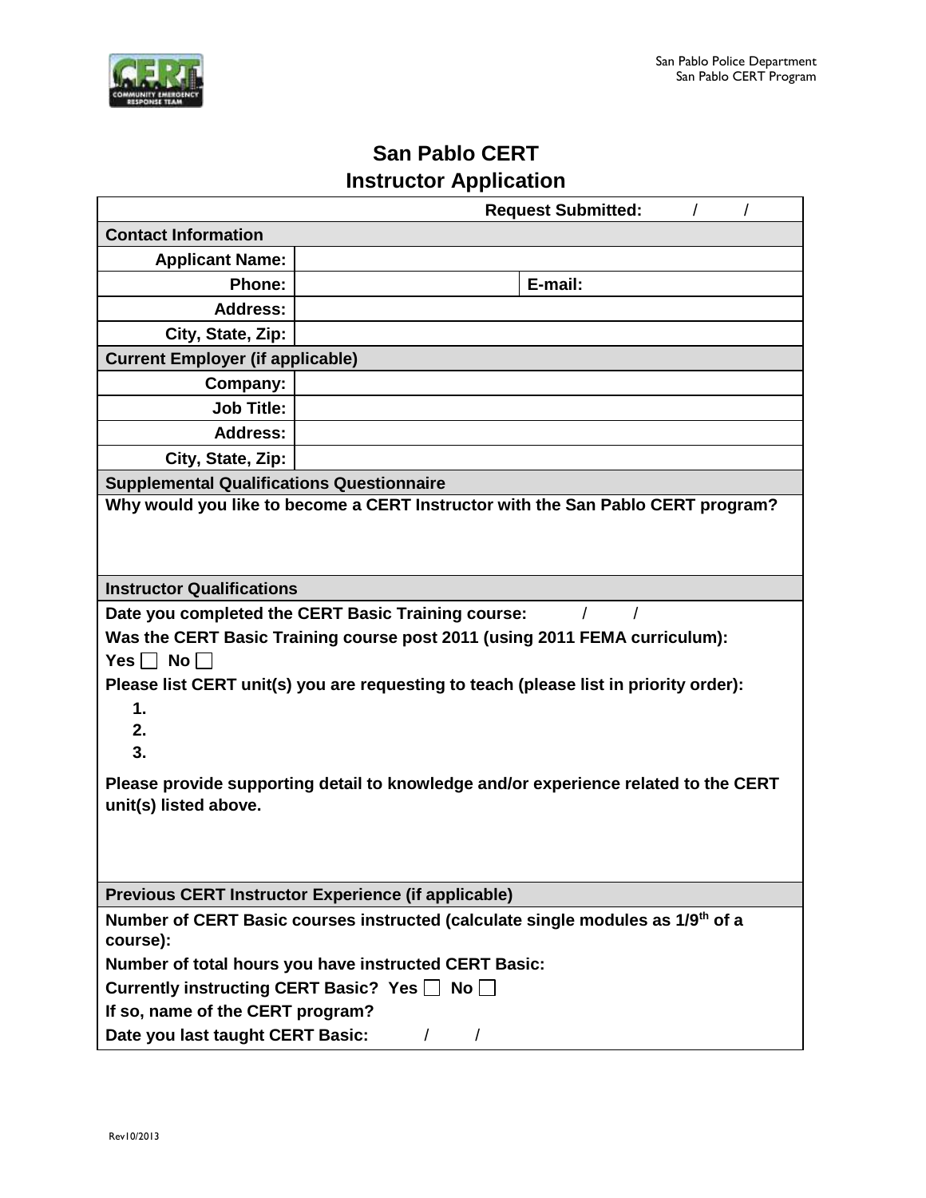San Pablo Police Department
San Pablo CERT Program

# San Pablo CERT
## Instructor Application

| | | | |
|---|---|---|---|
| | | **Request Submitted:** / / | |
| **Contact Information** | | | |
| **Applicant Name:** | | | |
| **Phone:** | | **E-mail:** | |
| **Address:** | | | |
| **City, State, Zip:** | | | |
| **Current Employer (if applicable)** | | | |
| **Company:** | | | |
| **Job Title:** | | | |
| **Address:** | | | |
| **City, State, Zip:** | | | |

**Supplemental Qualifications Questionnaire**

**Why would you like to become a CERT Instructor with the San Pablo CERT program?**

**Instructor Qualifications**

**Date you completed the CERT Basic Training course:** / /

**Was the CERT Basic Training course post 2011 (using 2011 FEMA curriculum):**

**Yes** ☐ **No** ☐

**Please list CERT unit(s) you are requesting to teach (please list in priority order):**

1.
2.
3.

**Please provide supporting detail to knowledge and/or experience related to the CERT unit(s) listed above.**

**Previous CERT Instructor Experience (if applicable)**

**Number of CERT Basic courses instructed (calculate single modules as 1/9th of a course):**

**Number of total hours you have instructed CERT Basic:**

**Currently instructing CERT Basic? Yes** ☐ **No** ☐

**If so, name of the CERT program?**

**Date you last taught CERT Basic:** / /

Rev10/2013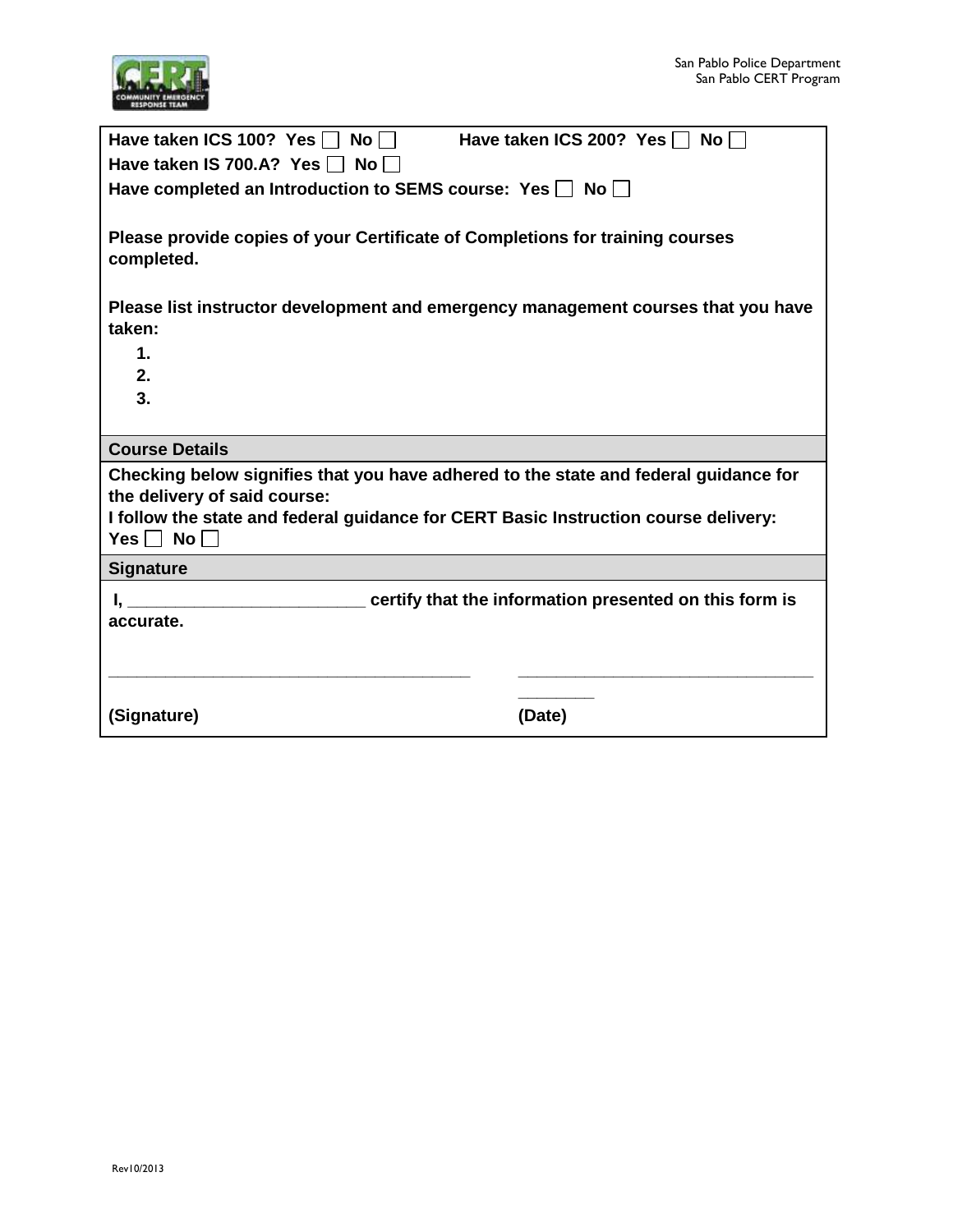**Have taken ICS 100? Yes ☐ No ☐** **Have taken ICS 200? Yes ☐ No ☐**

**Have taken IS 700.A? Yes ☐ No ☐**

**Have completed an Introduction to SEMS course: Yes ☐ No ☐**

**Please provide copies of your Certificate of Completions for training courses completed.**

**Please list instructor development and emergency management courses that you have taken:**

1.
2.
3.

## Course Details

**Checking below signifies that you have adhered to the state and federal guidance for the delivery of said course:**

**I follow the state and federal guidance for CERT Basic Instruction course delivery: Yes ☐ No ☐**

## Signature

**I, _________________________ certify that the information presented on this form is accurate.**

| | |
|---|---|
| ________________________________________ | ________________________________________ |
| **(Signature)** | **(Date)** |

Rev10/2013